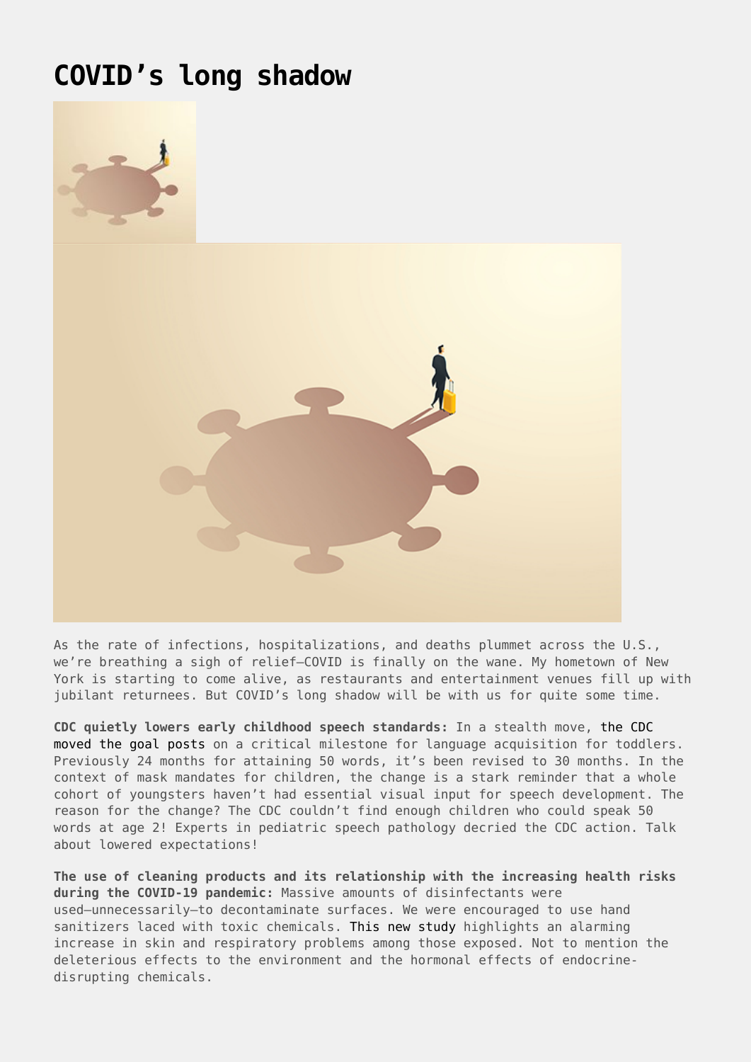# COVID's long shadow

As the rate of infections, hospitalizations, and deaths plummet across the U.S., we're breathing a sigh of relief—COVID is finally on the wane. My hometown of New York is starting to come alive, as restaurants and entertainment venues fill up with jubilant returnees. But COVID's long shadow will be with us for quite some time.

**CDC quietly lowers early childhood speech standards:** In a stealth move, the CDC moved the goal posts on a critical milestone for language acquisition for toddlers. Previously 24 months for attaining 50 words, it's been revised to 30 months. In the context of mask mandates for children, the change is a stark reminder that a whole cohort of youngsters haven't had essential visual input for speech development. The reason for the change? The CDC couldn't find enough children who could speak 50 words at age 2! Experts in pediatric speech pathology decried the CDC action. Talk about lowered expectations!

**The use of cleaning products and its relationship with the increasing health risks during the COVID-19 pandemic:** Massive amounts of disinfectants were used—unnecessarily—to decontaminate surfaces. We were encouraged to use hand sanitizers laced with toxic chemicals. This new study highlights an alarming increase in skin and respiratory problems among those exposed. Not to mention the deleterious effects to the environment and the hormonal effects of endocrine-disrupting chemicals.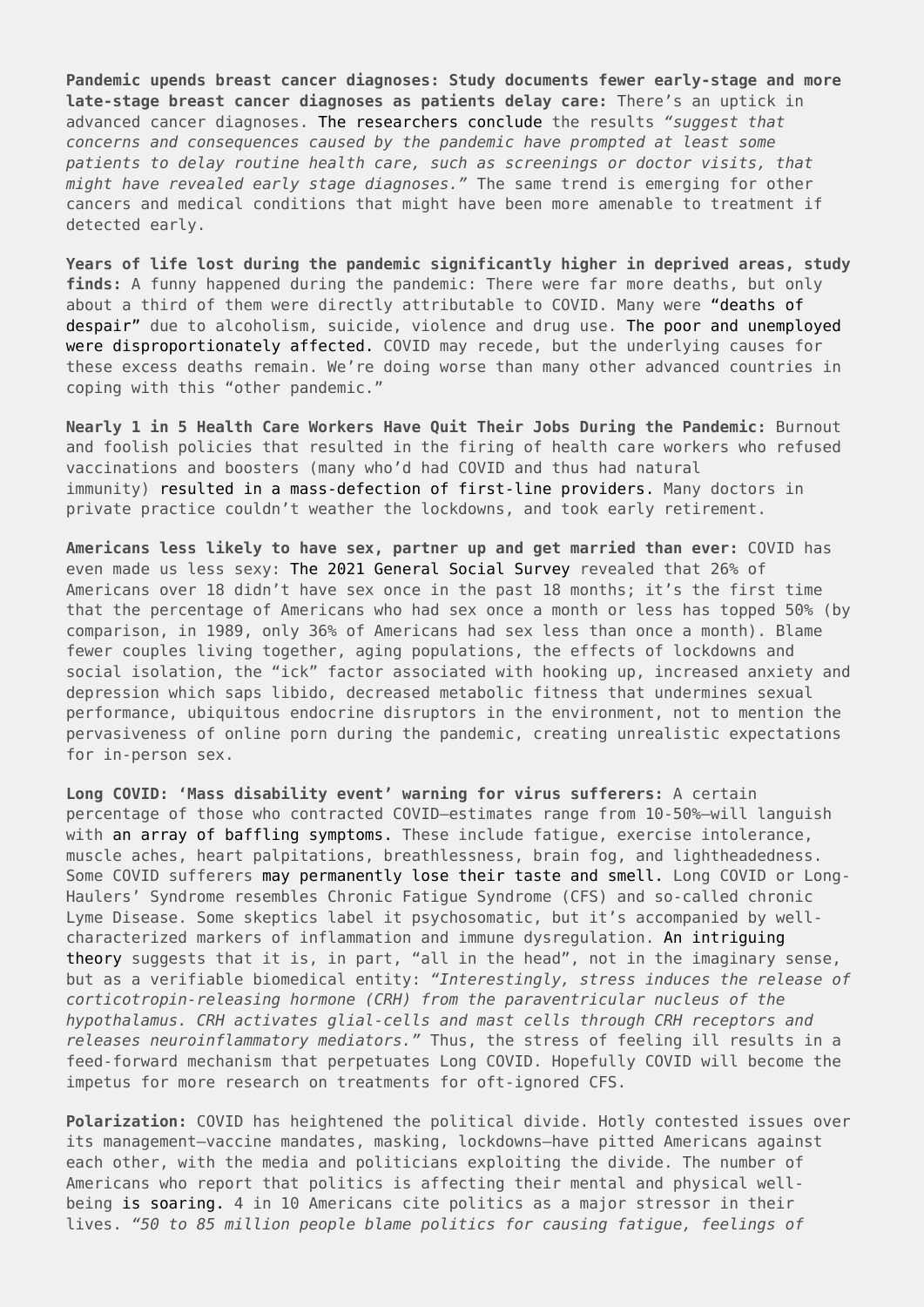**Pandemic upends breast cancer diagnoses: Study documents fewer early-stage and more late-stage breast cancer diagnoses as patients delay care:** There's an uptick in advanced cancer diagnoses. The researchers conclude the results *"suggest that concerns and consequences caused by the pandemic have prompted at least some patients to delay routine health care, such as screenings or doctor visits, that might have revealed early stage diagnoses."* The same trend is emerging for other cancers and medical conditions that might have been more amenable to treatment if detected early.

**Years of life lost during the pandemic significantly higher in deprived areas, study finds:** A funny happened during the pandemic: There were far more deaths, but only about a third of them were directly attributable to COVID. Many were "deaths of despair" due to alcoholism, suicide, violence and drug use. The poor and unemployed were disproportionately affected. COVID may recede, but the underlying causes for these excess deaths remain. We're doing worse than many other advanced countries in coping with this "other pandemic."

**Nearly 1 in 5 Health Care Workers Have Quit Their Jobs During the Pandemic:** Burnout and foolish policies that resulted in the firing of health care workers who refused vaccinations and boosters (many who'd had COVID and thus had natural immunity) resulted in a mass-defection of first-line providers. Many doctors in private practice couldn't weather the lockdowns, and took early retirement.

**Americans less likely to have sex, partner up and get married than ever:** COVID has even made us less sexy: The 2021 General Social Survey revealed that 26% of Americans over 18 didn't have sex once in the past 18 months; it's the first time that the percentage of Americans who had sex once a month or less has topped 50% (by comparison, in 1989, only 36% of Americans had sex less than once a month). Blame fewer couples living together, aging populations, the effects of lockdowns and social isolation, the "ick" factor associated with hooking up, increased anxiety and depression which saps libido, decreased metabolic fitness that undermines sexual performance, ubiquitous endocrine disruptors in the environment, not to mention the pervasiveness of online porn during the pandemic, creating unrealistic expectations for in-person sex.

**Long COVID: 'Mass disability event' warning for virus sufferers:** A certain percentage of those who contracted COVID—estimates range from 10-50%—will languish with an array of baffling symptoms. These include fatigue, exercise intolerance, muscle aches, heart palpitations, breathlessness, brain fog, and lightheadedness. Some COVID sufferers may permanently lose their taste and smell. Long COVID or Long-Haulers' Syndrome resembles Chronic Fatigue Syndrome (CFS) and so-called chronic Lyme Disease. Some skeptics label it psychosomatic, but it's accompanied by well-characterized markers of inflammation and immune dysregulation. An intriguing theory suggests that it is, in part, "all in the head", not in the imaginary sense, but as a verifiable biomedical entity: *"Interestingly, stress induces the release of corticotropin-releasing hormone (CRH) from the paraventricular nucleus of the hypothalamus. CRH activates glial-cells and mast cells through CRH receptors and releases neuroinflammatory mediators."* Thus, the stress of feeling ill results in a feed-forward mechanism that perpetuates Long COVID. Hopefully COVID will become the impetus for more research on treatments for oft-ignored CFS.

**Polarization:** COVID has heightened the political divide. Hotly contested issues over its management—vaccine mandates, masking, lockdowns—have pitted Americans against each other, with the media and politicians exploiting the divide. The number of Americans who report that politics is affecting their mental and physical well-being is soaring. 4 in 10 Americans cite politics as a major stressor in their lives. *"50 to 85 million people blame politics for causing fatigue, feelings of*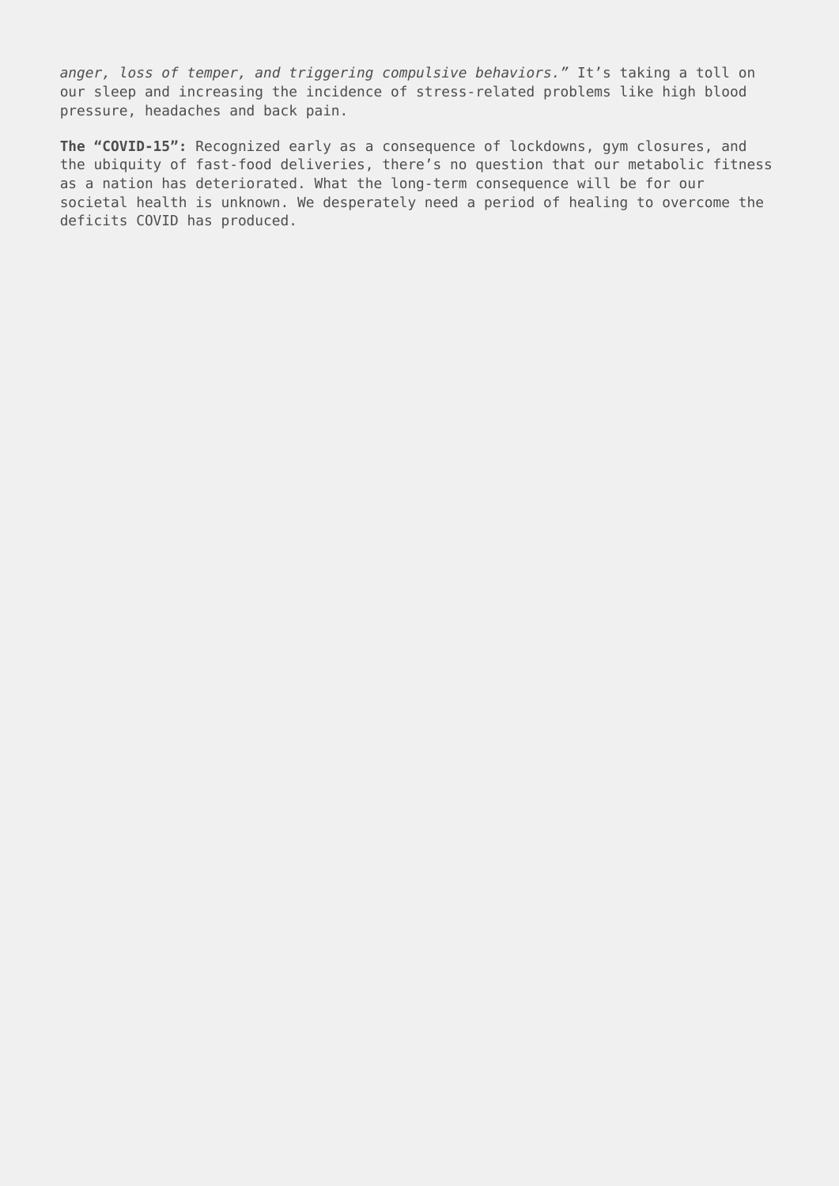*anger, loss of temper, and triggering compulsive behaviors."* It's taking a toll on our sleep and increasing the incidence of stress-related problems like high blood pressure, headaches and back pain.

**The "COVID-15":** Recognized early as a consequence of lockdowns, gym closures, and the ubiquity of fast-food deliveries, there's no question that our metabolic fitness as a nation has deteriorated. What the long-term consequence will be for our societal health is unknown. We desperately need a period of healing to overcome the deficits COVID has produced.